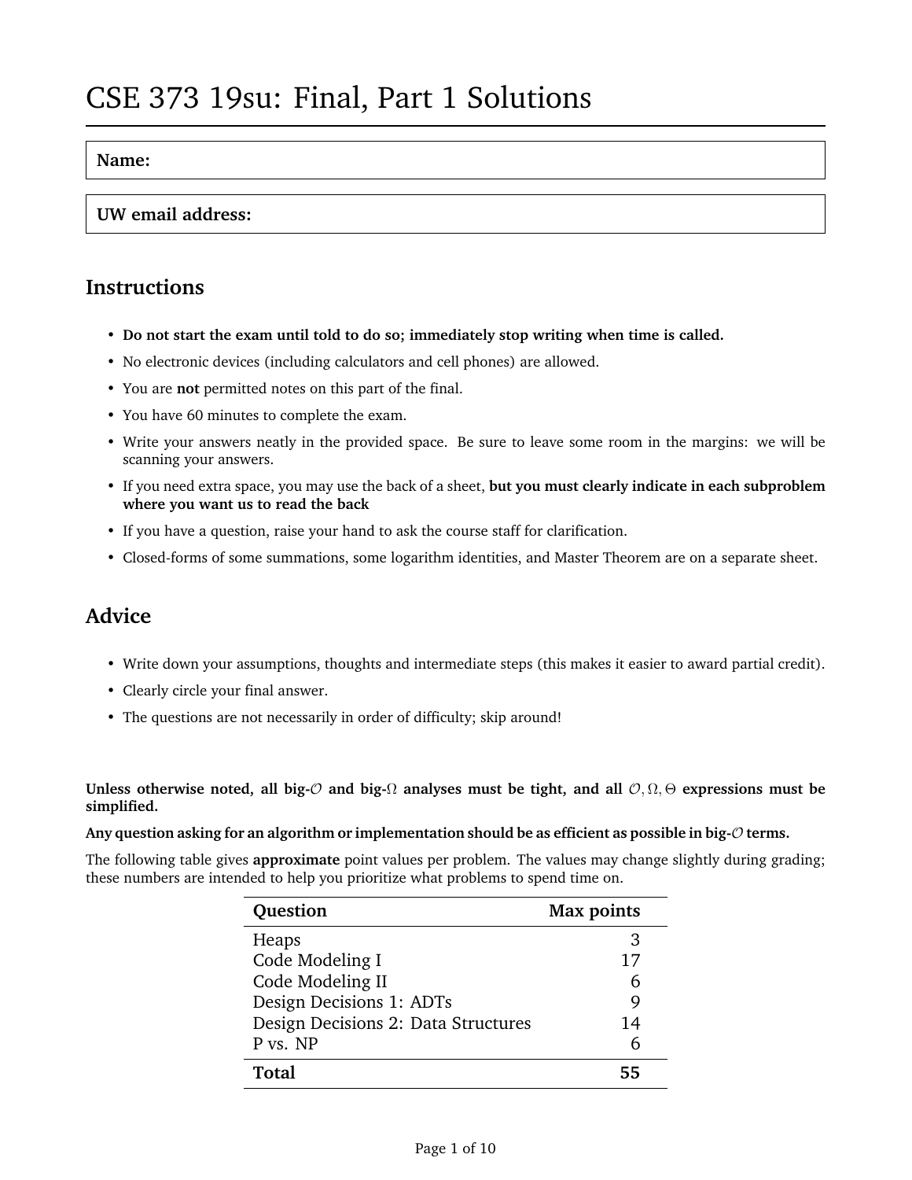# CSE 373 19su: Final, Part 1 Solutions

**Name:**

**UW email address:**

## Instructions

- **Do not start the exam until told to do so; immediately stop writing when time is called.**
- No electronic devices (including calculators and cell phones) are allowed.
- You are **not** permitted notes on this part of the final.
- You have 60 minutes to complete the exam.
- Write your answers neatly in the provided space. Be sure to leave some room in the margins: we will be scanning your answers.
- If you need extra space, you may use the back of a sheet, **but you must clearly indicate in each subproblem where you want us to read the back**
- If you have a question, raise your hand to ask the course staff for clarification.
- Closed-forms of some summations, some logarithm identities, and Master Theorem are on a separate sheet.

## Advice

- Write down your assumptions, thoughts and intermediate steps (this makes it easier to award partial credit).
- Clearly circle your final answer.
- The questions are not necessarily in order of difficulty; skip around!

**Unless otherwise noted, all big-$\mathcal{O}$ and big-$\Omega$ analyses must be tight, and all $\mathcal{O}, \Omega, \Theta$ expressions must be simplified.**

**Any question asking for an algorithm or implementation should be as efficient as possible in big-$\mathcal{O}$ terms.**

The following table gives **approximate** point values per problem. The values may change slightly during grading; these numbers are intended to help you prioritize what problems to spend time on.

| **Question** | **Max points** |
|---|---|
| Heaps | 3 |
| Code Modeling I | 17 |
| Code Modeling II | 6 |
| Design Decisions 1: ADTs | 9 |
| Design Decisions 2: Data Structures | 14 |
| P vs. NP | 6 |
| **Total** | **55** |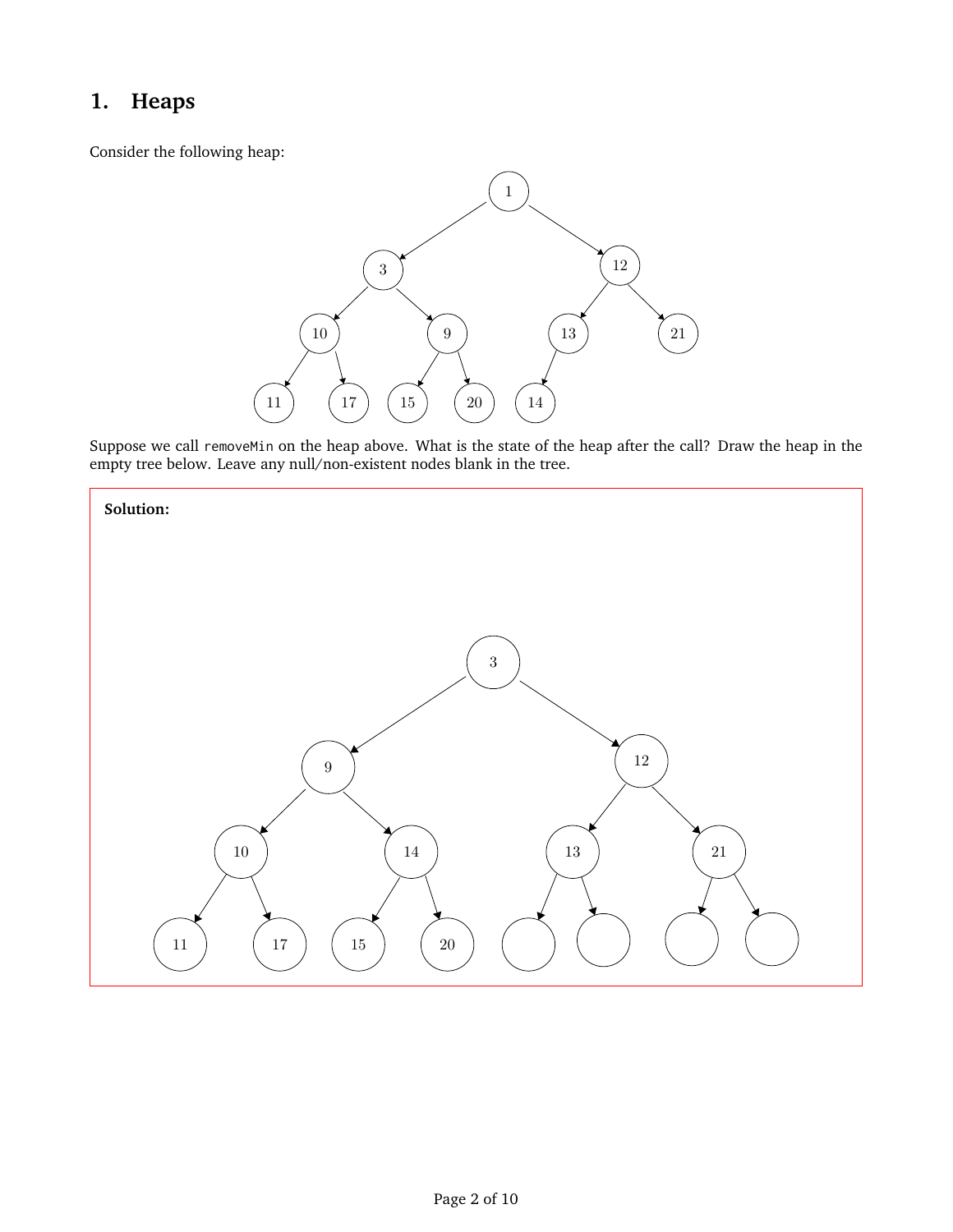## 1. Heaps

Consider the following heap:

```
                1
           /         \
         3             12
       /   \          /   \
     10     9       13     21
    /  \   /  \    /
  11   17 15  20  14
```

Suppose we call `removeMin` on the heap above. What is the state of the heap after the call? Draw the heap in the empty tree below. Leave any null/non-existent nodes blank in the tree.

**Solution:**

```
                3
           /         \
         9             12
       /   \          /   \
     10     14      13     21
    /  \   /  \    /  \   /  \
  11   17 15  20
```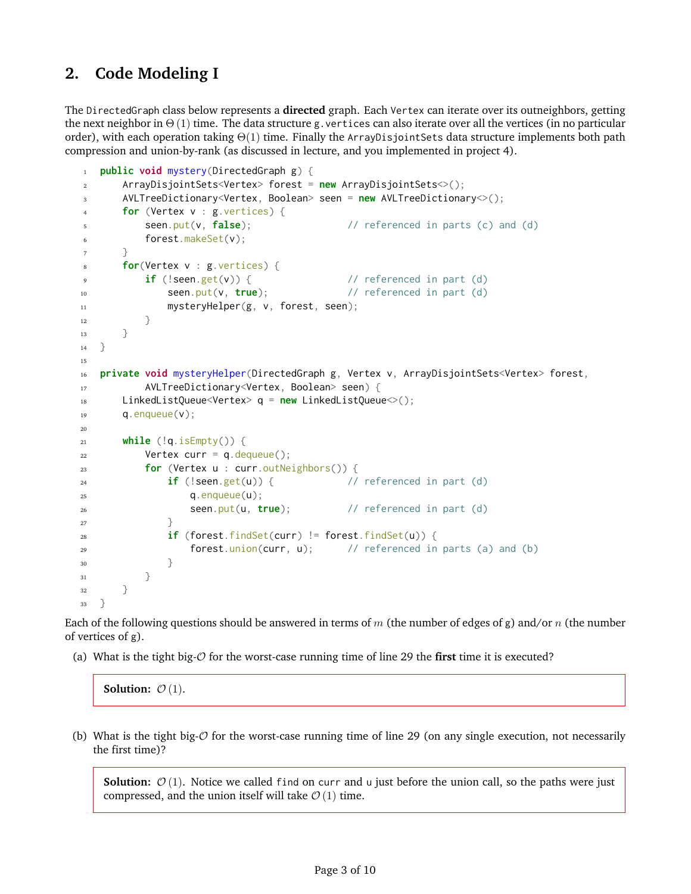## 2. Code Modeling I

The `DirectedGraph` class below represents a **directed** graph. Each `Vertex` can iterate over its outneighbors, getting the next neighbor in $\Theta(1)$ time. The data structure `g.vertices` can also iterate over all the vertices (in no particular order), with each operation taking $\Theta(1)$ time. Finally the `ArrayDisjointSets` data structure implements both path compression and union-by-rank (as discussed in lecture, and you implemented in project 4).

```java
public void mystery(DirectedGraph g) {
    ArrayDisjointSets<Vertex> forest = new ArrayDisjointSets<>();
    AVLTreeDictionary<Vertex, Boolean> seen = new AVLTreeDictionary<>();
    for (Vertex v : g.vertices) {
        seen.put(v, false);                 // referenced in parts (c) and (d)
        forest.makeSet(v);
    }
    for(Vertex v : g.vertices) {
        if (!seen.get(v)) {                 // referenced in part (d)
            seen.put(v, true);              // referenced in part (d)
            mysteryHelper(g, v, forest, seen);
        }
    }
}

private void mysteryHelper(DirectedGraph g, Vertex v, ArrayDisjointSets<Vertex> forest,
        AVLTreeDictionary<Vertex, Boolean> seen) {
    LinkedListQueue<Vertex> q = new LinkedListQueue<>();
    q.enqueue(v);

    while (!q.isEmpty()) {
        Vertex curr = q.dequeue();
        for (Vertex u : curr.outNeighbors()) {
            if (!seen.get(u)) {             // referenced in part (d)
                q.enqueue(u);
                seen.put(u, true);          // referenced in part (d)
            }
            if (forest.findSet(curr) != forest.findSet(u)) {
                forest.union(curr, u);      // referenced in parts (a) and (b)
            }
        }
    }
}
```

Each of the following questions should be answered in terms of $m$ (the number of edges of `g`) and/or $n$ (the number of vertices of `g`).

(a) What is the tight big-$\mathcal{O}$ for the worst-case running time of line 29 the **first** time it is executed?

> **Solution:** $\mathcal{O}(1)$.

(b) What is the tight big-$\mathcal{O}$ for the worst-case running time of line 29 (on any single execution, not necessarily the first time)?

> **Solution:** $\mathcal{O}(1)$. Notice we called `find` on `curr` and `u` just before the union call, so the paths were just compressed, and the union itself will take $\mathcal{O}(1)$ time.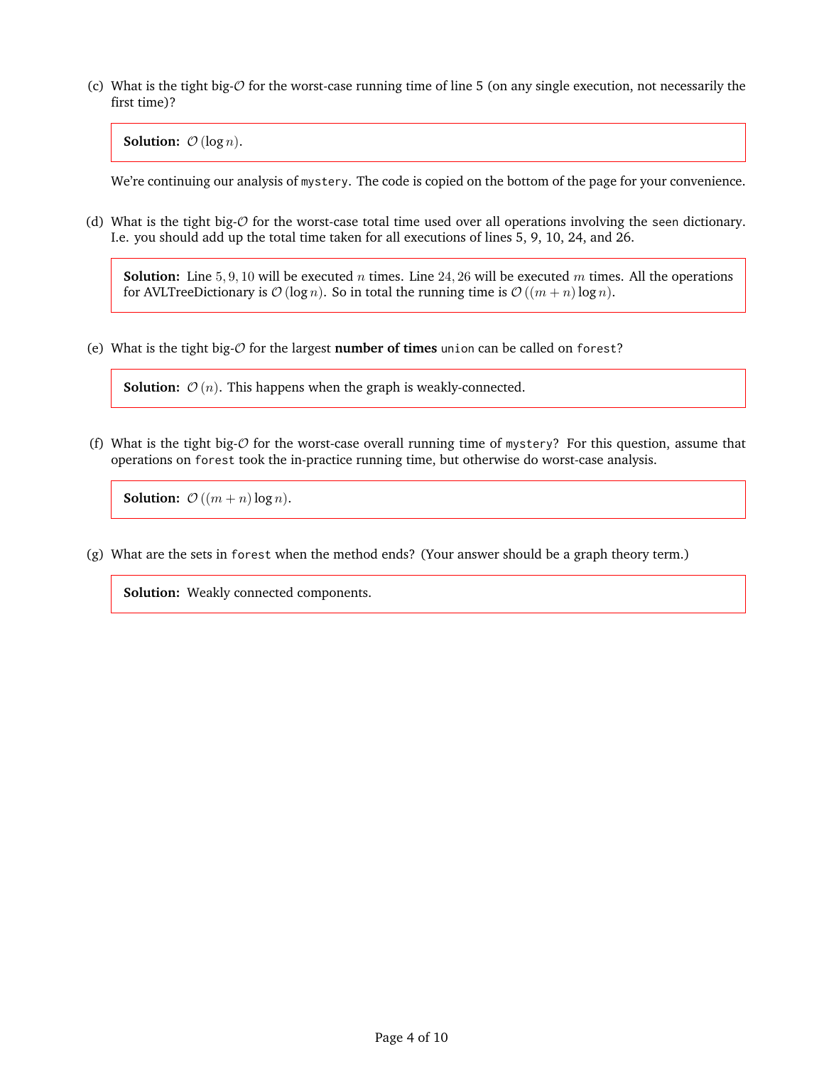(c) What is the tight big-$\mathcal{O}$ for the worst-case running time of line 5 (on any single execution, not necessarily the first time)?

> **Solution:** $\mathcal{O}(\log n)$.

We're continuing our analysis of `mystery`. The code is copied on the bottom of the page for your convenience.

(d) What is the tight big-$\mathcal{O}$ for the worst-case total time used over all operations involving the `seen` dictionary. I.e. you should add up the total time taken for all executions of lines 5, 9, 10, 24, and 26.

> **Solution:** Line $5, 9, 10$ will be executed $n$ times. Line $24, 26$ will be executed $m$ times. All the operations for AVLTreeDictionary is $\mathcal{O}(\log n)$. So in total the running time is $\mathcal{O}((m + n)\log n)$.

(e) What is the tight big-$\mathcal{O}$ for the largest **number of times** `union` can be called on `forest`?

> **Solution:** $\mathcal{O}(n)$. This happens when the graph is weakly-connected.

(f) What is the tight big-$\mathcal{O}$ for the worst-case overall running time of `mystery`? For this question, assume that operations on `forest` took the in-practice running time, but otherwise do worst-case analysis.

> **Solution:** $\mathcal{O}((m + n)\log n)$.

(g) What are the sets in `forest` when the method ends? (Your answer should be a graph theory term.)

> **Solution:** Weakly connected components.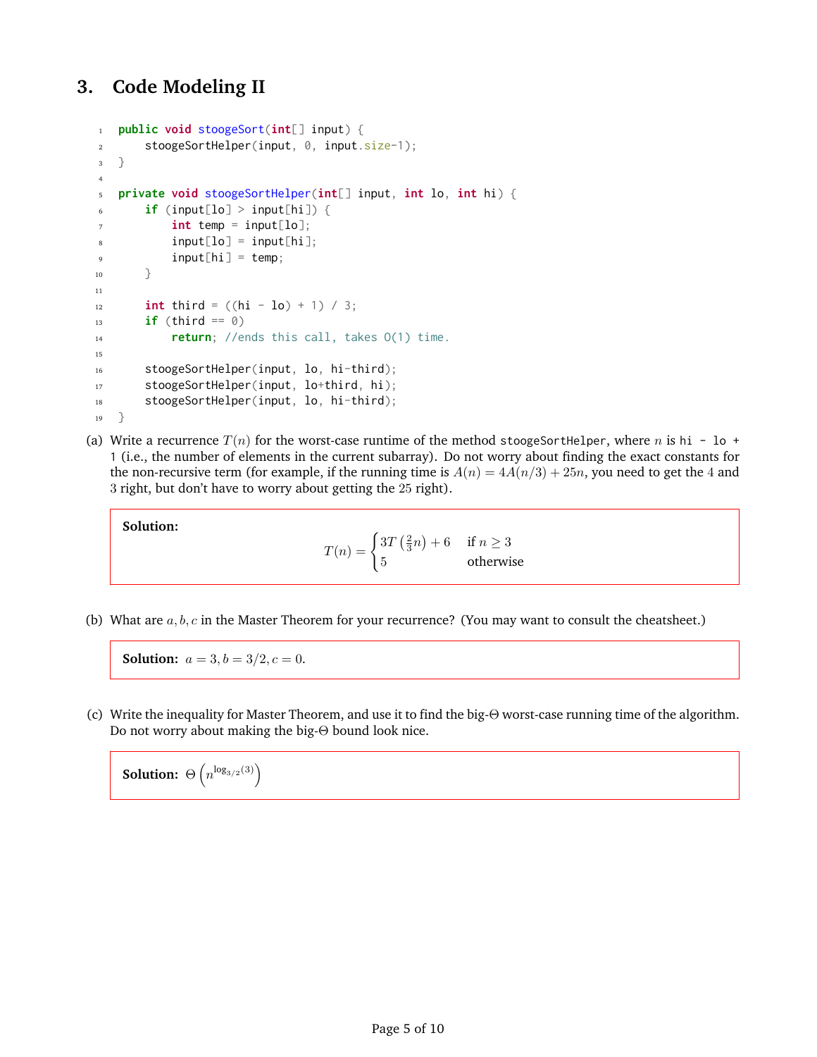## 3. Code Modeling II

```
public void stoogeSort(int[] input) {
    stoogeSortHelper(input, 0, input.size-1);
}

private void stoogeSortHelper(int[] input, int lo, int hi) {
    if (input[lo] > input[hi]) {
        int temp = input[lo];
        input[lo] = input[hi];
        input[hi] = temp;
    }

    int third = ((hi - lo) + 1) / 3;
    if (third == 0)
        return; //ends this call, takes O(1) time.

    stoogeSortHelper(input, lo, hi-third);
    stoogeSortHelper(input, lo+third, hi);
    stoogeSortHelper(input, lo, hi-third);
}
```

(a) Write a recurrence $T(n)$ for the worst-case runtime of the method `stoogeSortHelper`, where $n$ is `hi - lo + 1` (i.e., the number of elements in the current subarray). Do not worry about finding the exact constants for the non-recursive term (for example, if the running time is $A(n) = 4A(n/3) + 25n$, you need to get the 4 and 3 right, but don't have to worry about getting the 25 right).

**Solution:**

$$T(n) = \begin{cases} 3T\left(\frac{2}{3}n\right) + 6 & \text{if } n \geq 3 \\ 5 & \text{otherwise} \end{cases}$$

(b) What are $a, b, c$ in the Master Theorem for your recurrence? (You may want to consult the cheatsheet.)

**Solution:** $a = 3, b = 3/2, c = 0$.

(c) Write the inequality for Master Theorem, and use it to find the big-$\Theta$ worst-case running time of the algorithm. Do not worry about making the big-$\Theta$ bound look nice.

**Solution:** $\Theta\left(n^{\log_{3/2}(3)}\right)$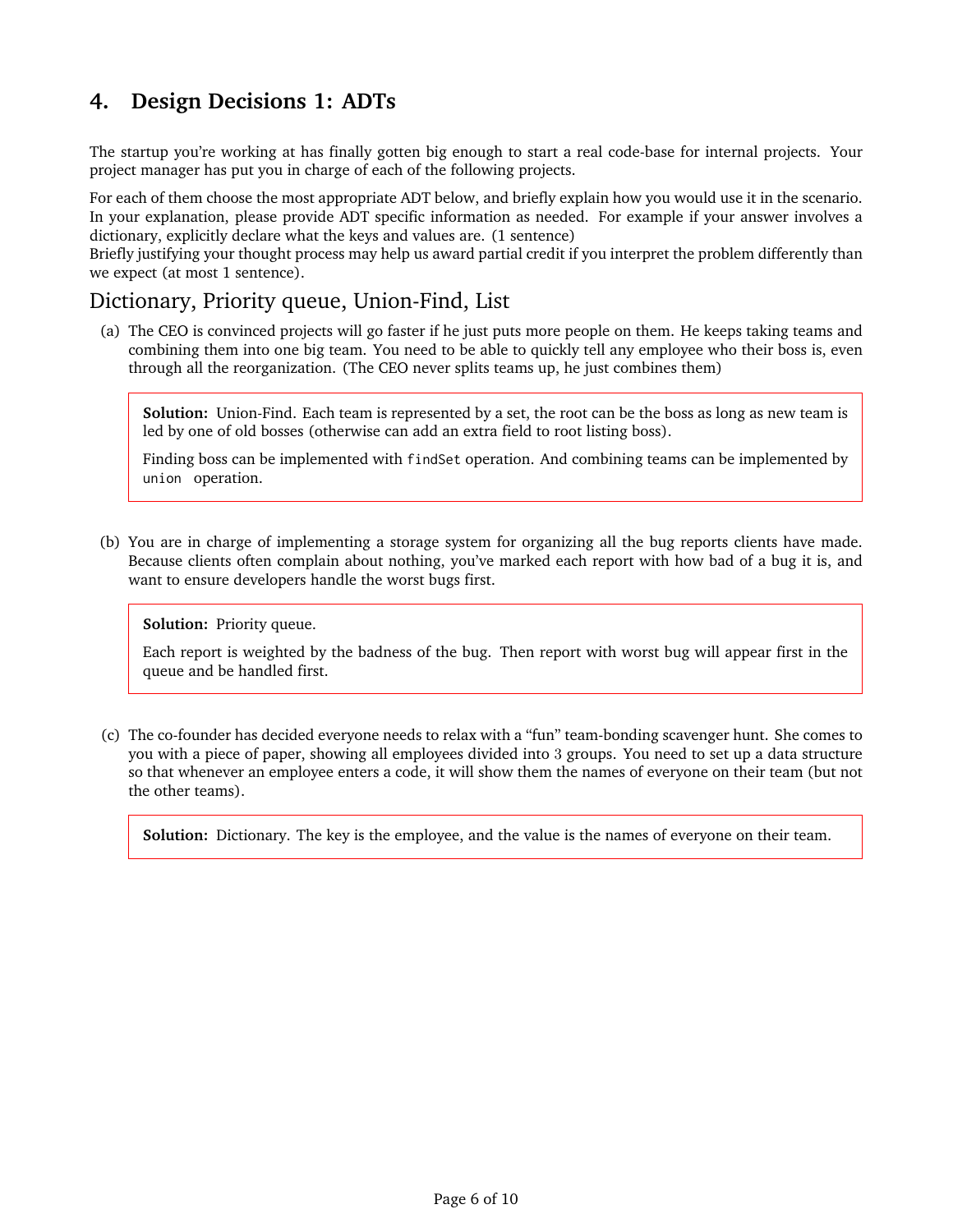## 4. Design Decisions 1: ADTs

The startup you're working at has finally gotten big enough to start a real code-base for internal projects. Your project manager has put you in charge of each of the following projects.

For each of them choose the most appropriate ADT below, and briefly explain how you would use it in the scenario. In your explanation, please provide ADT specific information as needed. For example if your answer involves a dictionary, explicitly declare what the keys and values are. (1 sentence)
Briefly justifying your thought process may help us award partial credit if you interpret the problem differently than we expect (at most 1 sentence).

### Dictionary, Priority queue, Union-Find, List

(a) The CEO is convinced projects will go faster if he just puts more people on them. He keeps taking teams and combining them into one big team. You need to be able to quickly tell any employee who their boss is, even through all the reorganization. (The CEO never splits teams up, he just combines them)

> **Solution:** Union-Find. Each team is represented by a set, the root can be the boss as long as new team is led by one of old bosses (otherwise can add an extra field to root listing boss).
>
> Finding boss can be implemented with `findSet` operation. And combining teams can be implemented by `union` operation.

(b) You are in charge of implementing a storage system for organizing all the bug reports clients have made. Because clients often complain about nothing, you've marked each report with how bad of a bug it is, and want to ensure developers handle the worst bugs first.

> **Solution:** Priority queue.
>
> Each report is weighted by the badness of the bug. Then report with worst bug will appear first in the queue and be handled first.

(c) The co-founder has decided everyone needs to relax with a "fun" team-bonding scavenger hunt. She comes to you with a piece of paper, showing all employees divided into 3 groups. You need to set up a data structure so that whenever an employee enters a code, it will show them the names of everyone on their team (but not the other teams).

> **Solution:** Dictionary. The key is the employee, and the value is the names of everyone on their team.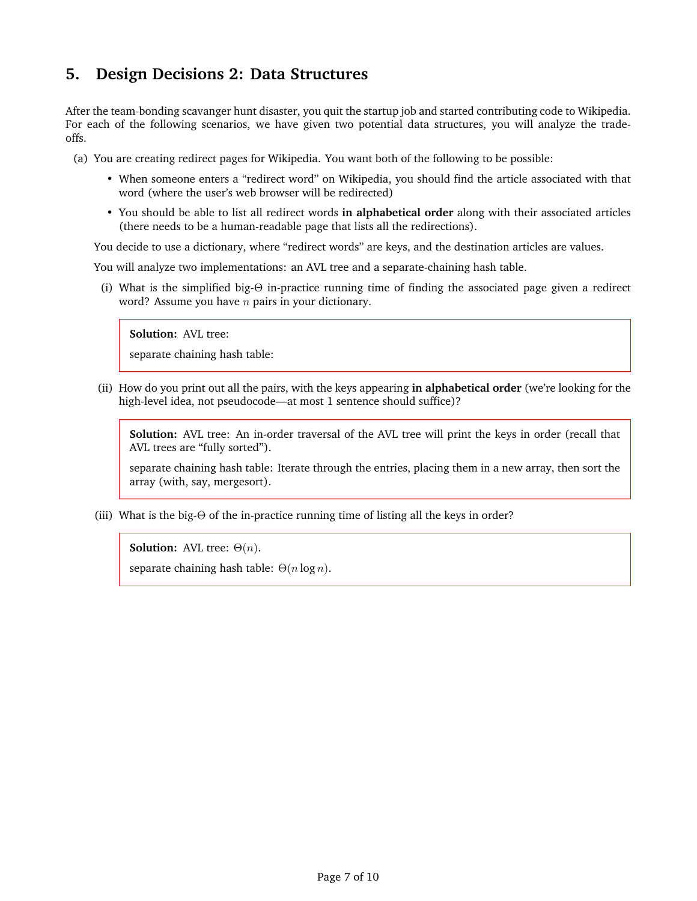## 5. Design Decisions 2: Data Structures

After the team-bonding scavanger hunt disaster, you quit the startup job and started contributing code to Wikipedia. For each of the following scenarios, we have given two potential data structures, you will analyze the trade-offs.

(a) You are creating redirect pages for Wikipedia. You want both of the following to be possible:

- When someone enters a "redirect word" on Wikipedia, you should find the article associated with that word (where the user's web browser will be redirected)
- You should be able to list all redirect words **in alphabetical order** along with their associated articles (there needs to be a human-readable page that lists all the redirections).

You decide to use a dictionary, where "redirect words" are keys, and the destination articles are values.

You will analyze two implementations: an AVL tree and a separate-chaining hash table.

(i) What is the simplified big-$\Theta$ in-practice running time of finding the associated page given a redirect word? Assume you have $n$ pairs in your dictionary.

> **Solution:** AVL tree:
>
> separate chaining hash table:

(ii) How do you print out all the pairs, with the keys appearing **in alphabetical order** (we're looking for the high-level idea, not pseudocode—at most 1 sentence should suffice)?

> **Solution:** AVL tree: An in-order traversal of the AVL tree will print the keys in order (recall that AVL trees are "fully sorted").
>
> separate chaining hash table: Iterate through the entries, placing them in a new array, then sort the array (with, say, mergesort).

(iii) What is the big-$\Theta$ of the in-practice running time of listing all the keys in order?

> **Solution:** AVL tree: $\Theta(n)$.
>
> separate chaining hash table: $\Theta(n \log n)$.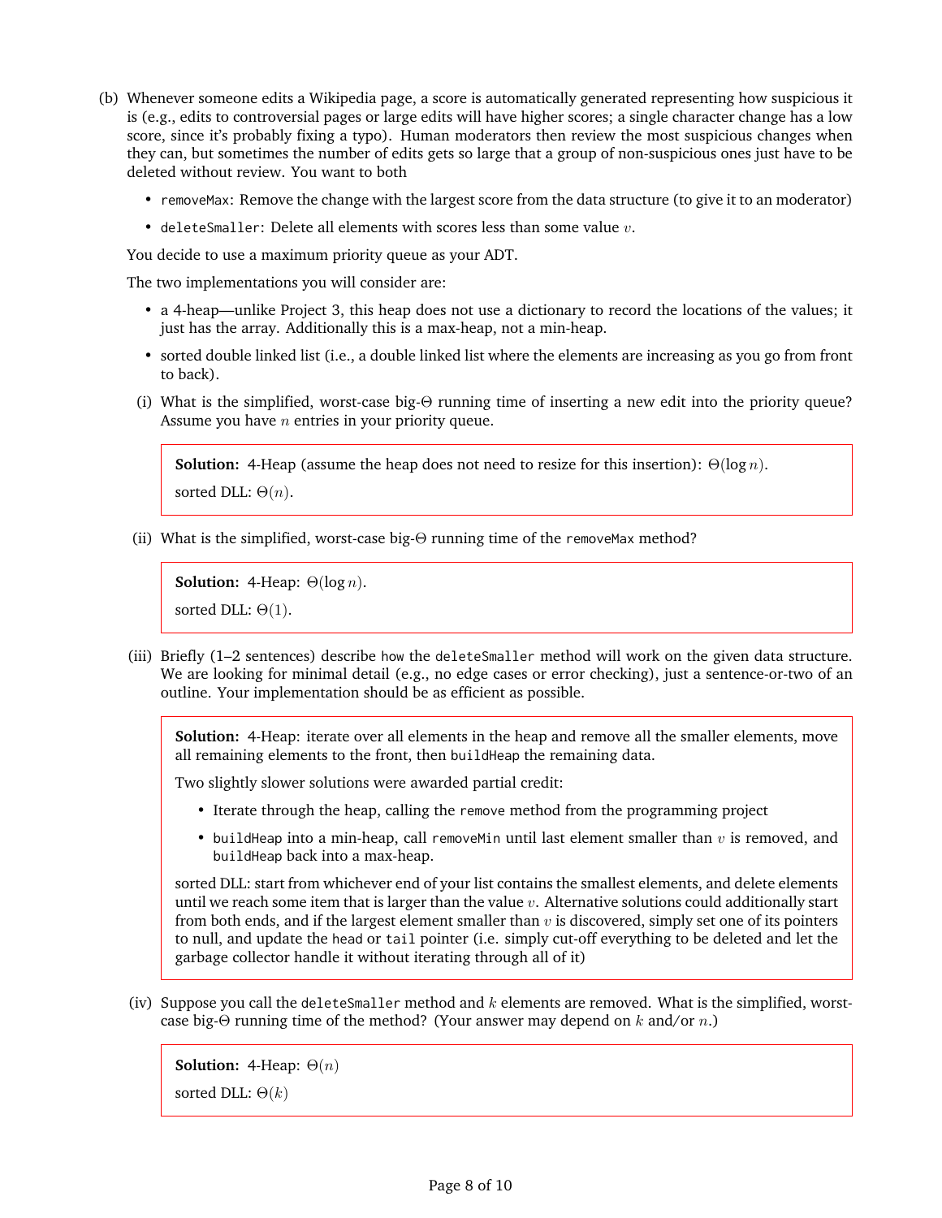(b) Whenever someone edits a Wikipedia page, a score is automatically generated representing how suspicious it is (e.g., edits to controversial pages or large edits will have higher scores; a single character change has a low score, since it's probably fixing a typo). Human moderators then review the most suspicious changes when they can, but sometimes the number of edits gets so large that a group of non-suspicious ones just have to be deleted without review. You want to both

- `removeMax`: Remove the change with the largest score from the data structure (to give it to an moderator)
- `deleteSmaller`: Delete all elements with scores less than some value $v$.

You decide to use a maximum priority queue as your ADT.

The two implementations you will consider are:

- a 4-heap—unlike Project 3, this heap does not use a dictionary to record the locations of the values; it just has the array. Additionally this is a max-heap, not a min-heap.
- sorted double linked list (i.e., a double linked list where the elements are increasing as you go from front to back).

(i) What is the simplified, worst-case big-$\Theta$ running time of inserting a new edit into the priority queue? Assume you have $n$ entries in your priority queue.

> **Solution:** 4-Heap (assume the heap does not need to resize for this insertion): $\Theta(\log n)$.
>
> sorted DLL: $\Theta(n)$.

(ii) What is the simplified, worst-case big-$\Theta$ running time of the `removeMax` method?

> **Solution:** 4-Heap: $\Theta(\log n)$.
>
> sorted DLL: $\Theta(1)$.

(iii) Briefly (1–2 sentences) describe how the `deleteSmaller` method will work on the given data structure. We are looking for minimal detail (e.g., no edge cases or error checking), just a sentence-or-two of an outline. Your implementation should be as efficient as possible.

> **Solution:** 4-Heap: iterate over all elements in the heap and remove all the smaller elements, move all remaining elements to the front, then `buildHeap` the remaining data.
>
> Two slightly slower solutions were awarded partial credit:
>
> - Iterate through the heap, calling the `remove` method from the programming project
> - `buildHeap` into a min-heap, call `removeMin` until last element smaller than $v$ is removed, and `buildHeap` back into a max-heap.
>
> sorted DLL: start from whichever end of your list contains the smallest elements, and delete elements until we reach some item that is larger than the value $v$. Alternative solutions could additionally start from both ends, and if the largest element smaller than $v$ is discovered, simply set one of its pointers to null, and update the `head` or `tail` pointer (i.e. simply cut-off everything to be deleted and let the garbage collector handle it without iterating through all of it)

(iv) Suppose you call the `deleteSmaller` method and $k$ elements are removed. What is the simplified, worst-case big-$\Theta$ running time of the method? (Your answer may depend on $k$ and/or $n$.)

> **Solution:** 4-Heap: $\Theta(n)$
>
> sorted DLL: $\Theta(k)$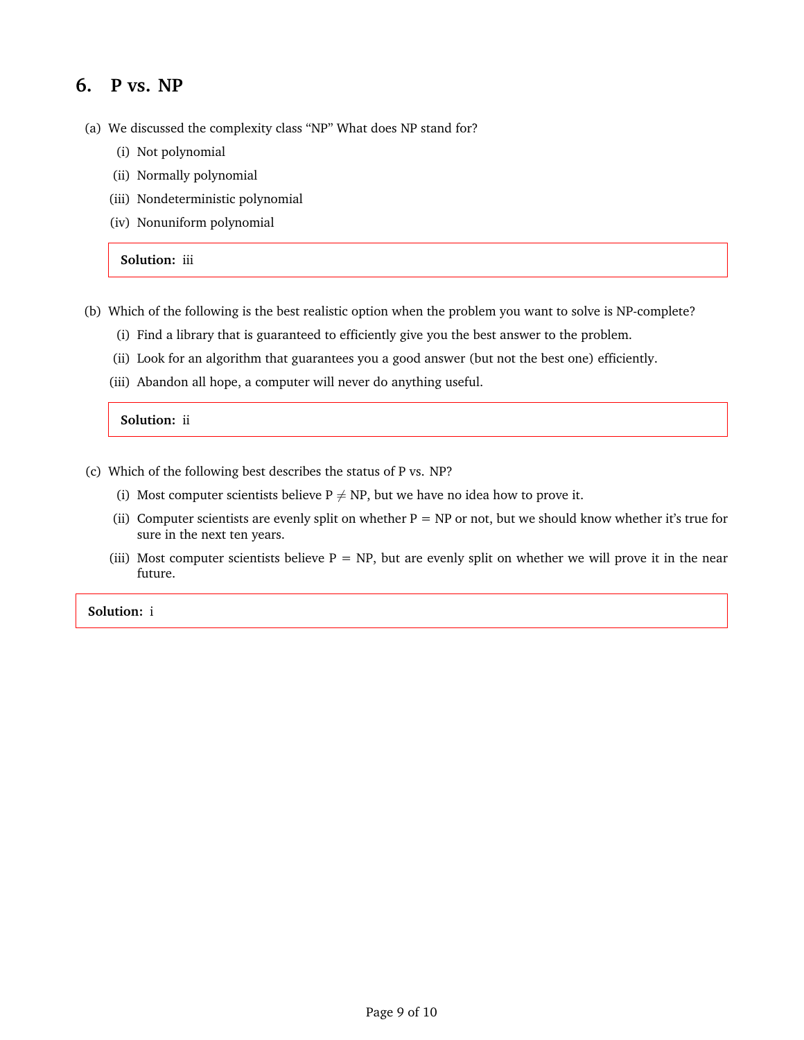## 6. P vs. NP

(a) We discussed the complexity class "NP" What does NP stand for?

  (i) Not polynomial

  (ii) Normally polynomial

  (iii) Nondeterministic polynomial

  (iv) Nonuniform polynomial

> **Solution:** iii

(b) Which of the following is the best realistic option when the problem you want to solve is NP-complete?

  (i) Find a library that is guaranteed to efficiently give you the best answer to the problem.

  (ii) Look for an algorithm that guarantees you a good answer (but not the best one) efficiently.

  (iii) Abandon all hope, a computer will never do anything useful.

> **Solution:** ii

(c) Which of the following best describes the status of P vs. NP?

  (i) Most computer scientists believe P $\neq$ NP, but we have no idea how to prove it.

  (ii) Computer scientists are evenly split on whether P $=$ NP or not, but we should know whether it's true for sure in the next ten years.

  (iii) Most computer scientists believe P $=$ NP, but are evenly split on whether we will prove it in the near future.

> **Solution:** i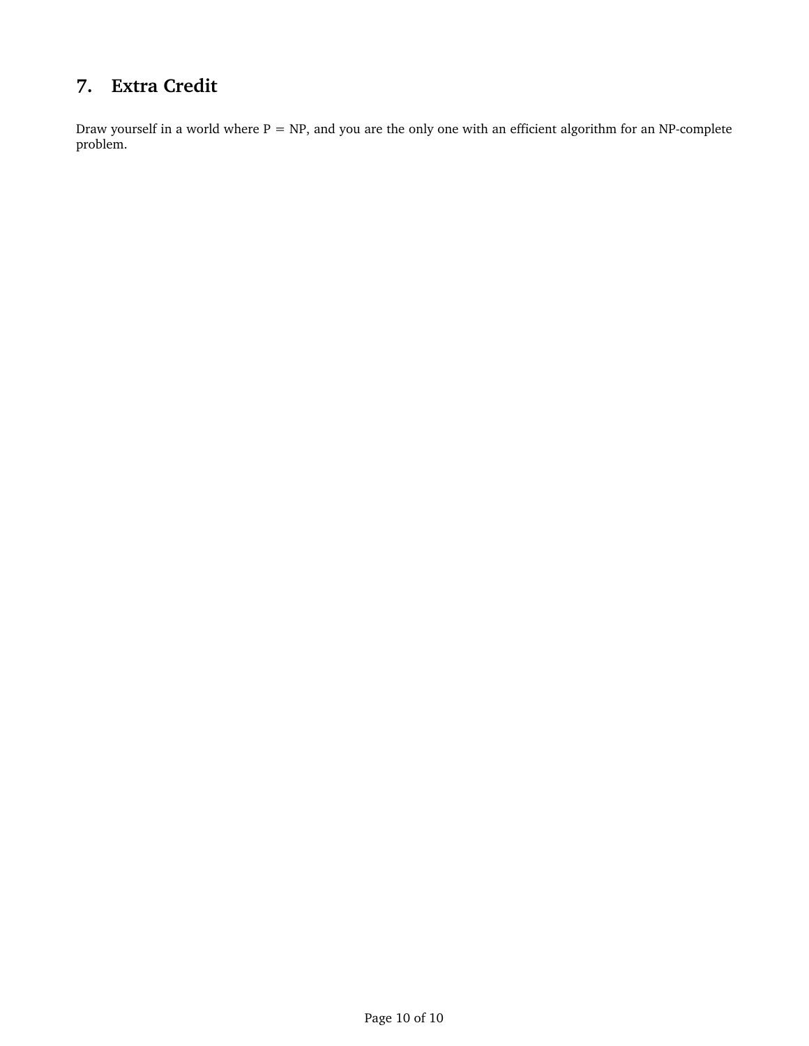## 7. Extra Credit

Draw yourself in a world where P = NP, and you are the only one with an efficient algorithm for an NP-complete problem.